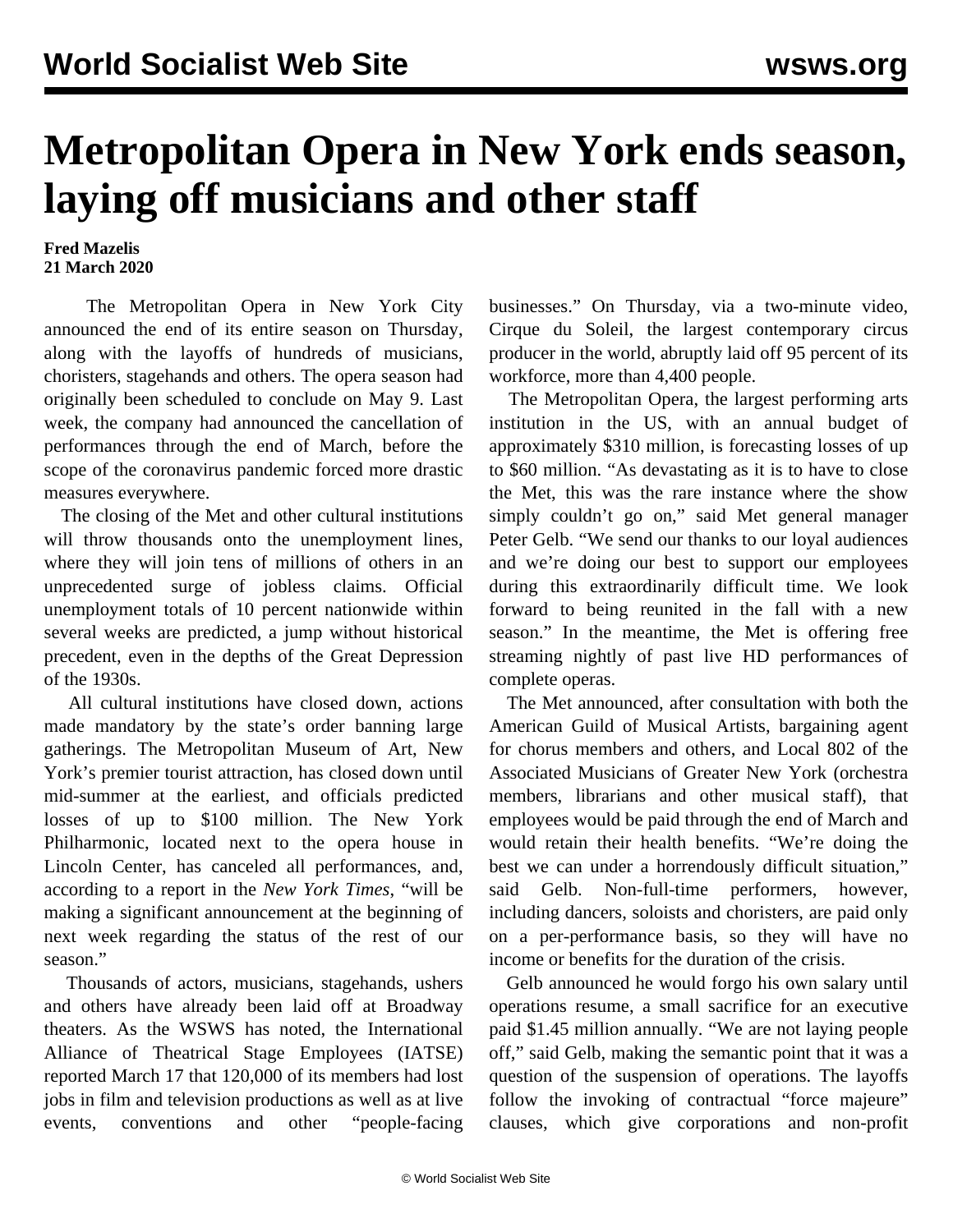# Metropolitan Opera in New York ends season, laying off musicians and other staff

**Fred Mazelis**
**21 March 2020**

The Metropolitan Opera in New York City announced the end of its entire season on Thursday, along with the layoffs of hundreds of musicians, choristers, stagehands and others. The opera season had originally been scheduled to conclude on May 9. Last week, the company had announced the cancellation of performances through the end of March, before the scope of the coronavirus pandemic forced more drastic measures everywhere.

The closing of the Met and other cultural institutions will throw thousands onto the unemployment lines, where they will join tens of millions of others in an unprecedented surge of jobless claims. Official unemployment totals of 10 percent nationwide within several weeks are predicted, a jump without historical precedent, even in the depths of the Great Depression of the 1930s.

All cultural institutions have closed down, actions made mandatory by the state's order banning large gatherings. The Metropolitan Museum of Art, New York's premier tourist attraction, has closed down until mid-summer at the earliest, and officials predicted losses of up to $100 million. The New York Philharmonic, located next to the opera house in Lincoln Center, has canceled all performances, and, according to a report in the *New York Times*, "will be making a significant announcement at the beginning of next week regarding the status of the rest of our season."

Thousands of actors, musicians, stagehands, ushers and others have already been laid off at Broadway theaters. As the WSWS has noted, the International Alliance of Theatrical Stage Employees (IATSE) reported March 17 that 120,000 of its members had lost jobs in film and television productions as well as at live events, conventions and other "people-facing businesses." On Thursday, via a two-minute video, Cirque du Soleil, the largest contemporary circus producer in the world, abruptly laid off 95 percent of its workforce, more than 4,400 people.

The Metropolitan Opera, the largest performing arts institution in the US, with an annual budget of approximately $310 million, is forecasting losses of up to $60 million. "As devastating as it is to have to close the Met, this was the rare instance where the show simply couldn't go on," said Met general manager Peter Gelb. "We send our thanks to our loyal audiences and we're doing our best to support our employees during this extraordinarily difficult time. We look forward to being reunited in the fall with a new season." In the meantime, the Met is offering free streaming nightly of past live HD performances of complete operas.

The Met announced, after consultation with both the American Guild of Musical Artists, bargaining agent for chorus members and others, and Local 802 of the Associated Musicians of Greater New York (orchestra members, librarians and other musical staff), that employees would be paid through the end of March and would retain their health benefits. "We're doing the best we can under a horrendously difficult situation," said Gelb. Non-full-time performers, however, including dancers, soloists and choristers, are paid only on a per-performance basis, so they will have no income or benefits for the duration of the crisis.

Gelb announced he would forgo his own salary until operations resume, a small sacrifice for an executive paid $1.45 million annually. "We are not laying people off," said Gelb, making the semantic point that it was a question of the suspension of operations. The layoffs follow the invoking of contractual "force majeure" clauses, which give corporations and non-profit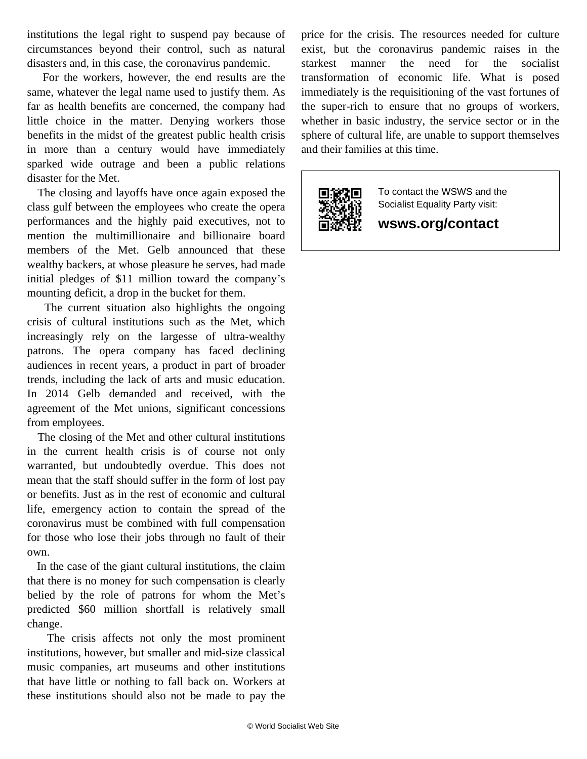institutions the legal right to suspend pay because of circumstances beyond their control, such as natural disasters and, in this case, the coronavirus pandemic.

For the workers, however, the end results are the same, whatever the legal name used to justify them. As far as health benefits are concerned, the company had little choice in the matter. Denying workers those benefits in the midst of the greatest public health crisis in more than a century would have immediately sparked wide outrage and been a public relations disaster for the Met.

The closing and layoffs have once again exposed the class gulf between the employees who create the opera performances and the highly paid executives, not to mention the multimillionaire and billionaire board members of the Met. Gelb announced that these wealthy backers, at whose pleasure he serves, had made initial pledges of $11 million toward the company's mounting deficit, a drop in the bucket for them.

The current situation also highlights the ongoing crisis of cultural institutions such as the Met, which increasingly rely on the largesse of ultra-wealthy patrons. The opera company has faced declining audiences in recent years, a product in part of broader trends, including the lack of arts and music education. In 2014 Gelb demanded and received, with the agreement of the Met unions, significant concessions from employees.

The closing of the Met and other cultural institutions in the current health crisis is of course not only warranted, but undoubtedly overdue. This does not mean that the staff should suffer in the form of lost pay or benefits. Just as in the rest of economic and cultural life, emergency action to contain the spread of the coronavirus must be combined with full compensation for those who lose their jobs through no fault of their own.

In the case of the giant cultural institutions, the claim that there is no money for such compensation is clearly belied by the role of patrons for whom the Met's predicted $60 million shortfall is relatively small change.

The crisis affects not only the most prominent institutions, however, but smaller and mid-size classical music companies, art museums and other institutions that have little or nothing to fall back on. Workers at these institutions should also not be made to pay the price for the crisis. The resources needed for culture exist, but the coronavirus pandemic raises in the starkest manner the need for the socialist transformation of economic life. What is posed immediately is the requisitioning of the vast fortunes of the super-rich to ensure that no groups of workers, whether in basic industry, the service sector or in the sphere of cultural life, are unable to support themselves and their families at this time.

To contact the WSWS and the Socialist Equality Party visit:

**wsws.org/contact**